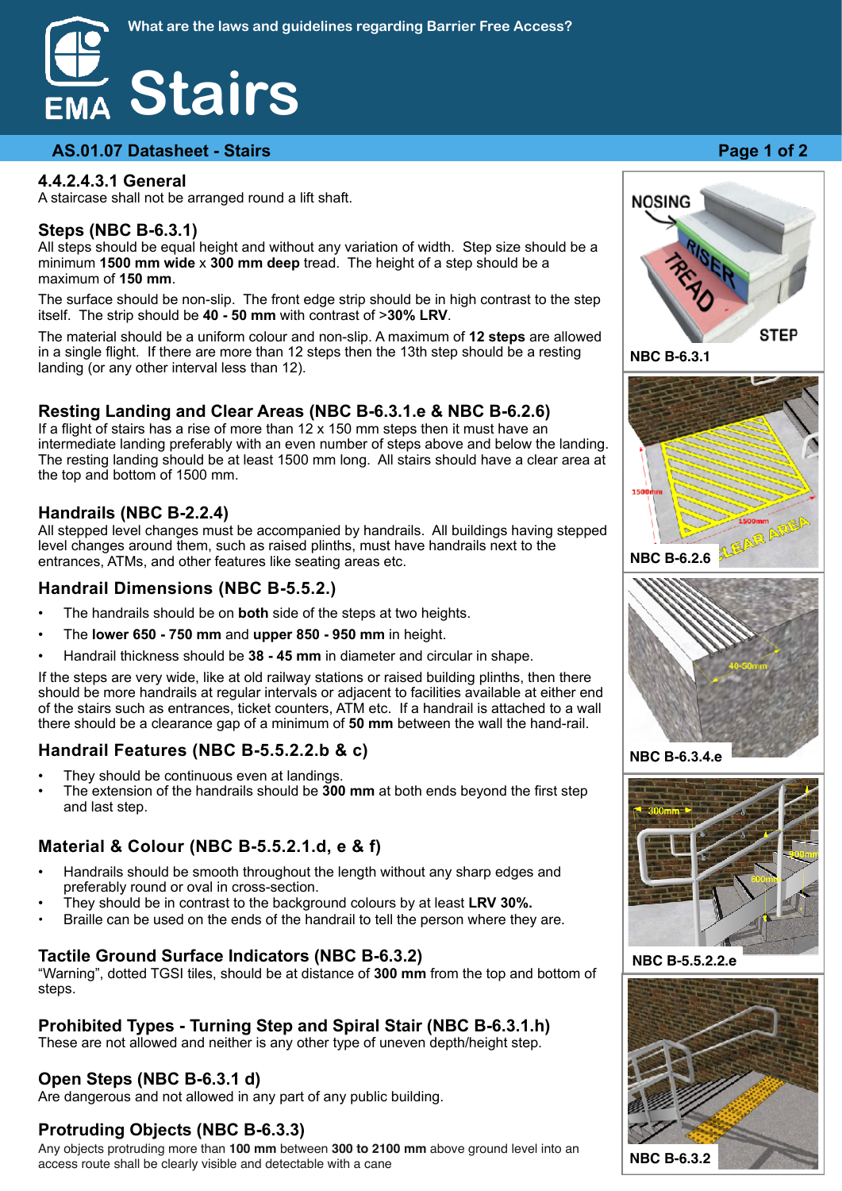What are the laws and guidelines regarding Barrier Free Access?

# Stairs

## AS.01.07 Datasheet - Stairs

### 4.4.2.4.3.1 General
A staircase shall not be arranged round a lift shaft.

### Steps (NBC B-6.3.1)
All steps should be equal height and without any variation of width. Step size should be a minimum **1500 mm wide** x **300 mm deep** tread. The height of a step should be a maximum of **150 mm**.

The surface should be non-slip. The front edge strip should be in high contrast to the step itself. The strip should be **40 - 50 mm** with contrast of >**30% LRV**.

The material should be a uniform colour and non-slip. A maximum of **12 steps** are allowed in a single flight. If there are more than 12 steps then the 13th step should be a resting landing (or any other interval less than 12).

### Resting Landing and Clear Areas (NBC B-6.3.1.e & NBC B-6.2.6)
If a flight of stairs has a rise of more than 12 x 150 mm steps then it must have an intermediate landing preferably with an even number of steps above and below the landing. The resting landing should be at least 1500 mm long. All stairs should have a clear area at the top and bottom of 1500 mm.

### Handrails (NBC B-2.2.4)
All stepped level changes must be accompanied by handrails. All buildings having stepped level changes around them, such as raised plinths, must have handrails next to the entrances, ATMs, and other features like seating areas etc.

### Handrail Dimensions (NBC B-5.5.2.)
- The handrails should be on **both** side of the steps at two heights.
- The **lower 650 - 750 mm** and **upper 850 - 950 mm** in height.
- Handrail thickness should be **38 - 45 mm** in diameter and circular in shape.

If the steps are very wide, like at old railway stations or raised building plinths, then there should be more handrails at regular intervals or adjacent to facilities available at either end of the stairs such as entrances, ticket counters, ATM etc. If a handrail is attached to a wall there should be a clearance gap of a minimum of **50 mm** between the wall the hand-rail.

### Handrail Features (NBC B-5.5.2.2.b & c)
- They should be continuous even at landings.
- The extension of the handrails should be **300 mm** at both ends beyond the first step and last step.

### Material & Colour (NBC B-5.5.2.1.d, e & f)
- Handrails should be smooth throughout the length without any sharp edges and preferably round or oval in cross-section.
- They should be in contrast to the background colours by at least **LRV 30%.**
- Braille can be used on the ends of the handrail to tell the person where they are.

### Tactile Ground Surface Indicators (NBC B-6.3.2)
"Warning", dotted TGSI tiles, should be at distance of **300 mm** from the top and bottom of steps.

### Prohibited Types - Turning Step and Spiral Stair (NBC B-6.3.1.h)
These are not allowed and neither is any other type of uneven depth/height step.

### Open Steps (NBC B-6.3.1 d)
Are dangerous and not allowed in any part of any public building.

### Protruding Objects (NBC B-6.3.3)
Any objects protruding more than **100 mm** between **300 to 2100 mm** above ground level into an access route shall be clearly visible and detectable with a cane

NBC B-6.3.1

NBC B-6.2.6

NBC B-6.3.4.e

NBC B-5.5.2.2.e

NBC B-6.3.2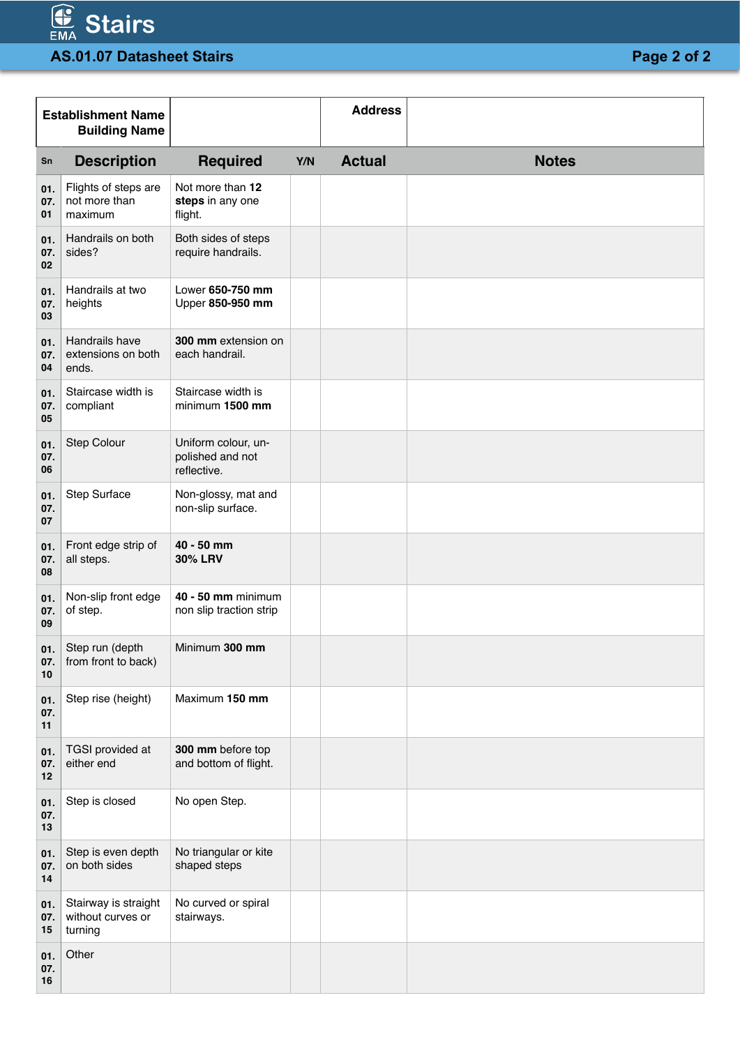# Stairs

## AS.01.07 Datasheet Stairs

| Establishment Name Building Name | | Address | |
|---|---|---|---|

| Sn | Description | Required | Y/N | Actual | Notes |
|---|---|---|---|---|---|
| 01. 07. 01 | Flights of steps are not more than maximum | Not more than **12 steps** in any one flight. | | | |
| 01. 07. 02 | Handrails on both sides? | Both sides of steps require handrails. | | | |
| 01. 07. 03 | Handrails at two heights | Lower **650-750 mm** Upper **850-950 mm** | | | |
| 01. 07. 04 | Handrails have extensions on both ends. | **300 mm** extension on each handrail. | | | |
| 01. 07. 05 | Staircase width is compliant | Staircase width is minimum **1500 mm** | | | |
| 01. 07. 06 | Step Colour | Uniform colour, un-polished and not reflective. | | | |
| 01. 07. 07 | Step Surface | Non-glossy, mat and non-slip surface. | | | |
| 01. 07. 08 | Front edge strip of all steps. | **40 - 50 mm 30% LRV** | | | |
| 01. 07. 09 | Non-slip front edge of step. | **40 - 50 mm** minimum non slip traction strip | | | |
| 01. 07. 10 | Step run (depth from front to back) | Minimum **300 mm** | | | |
| 01. 07. 11 | Step rise (height) | Maximum **150 mm** | | | |
| 01. 07. 12 | TGSI provided at either end | **300 mm** before top and bottom of flight. | | | |
| 01. 07. 13 | Step is closed | No open Step. | | | |
| 01. 07. 14 | Step is even depth on both sides | No triangular or kite shaped steps | | | |
| 01. 07. 15 | Stairway is straight without curves or turning | No curved or spiral stairways. | | | |
| 01. 07. 16 | Other | | | | |